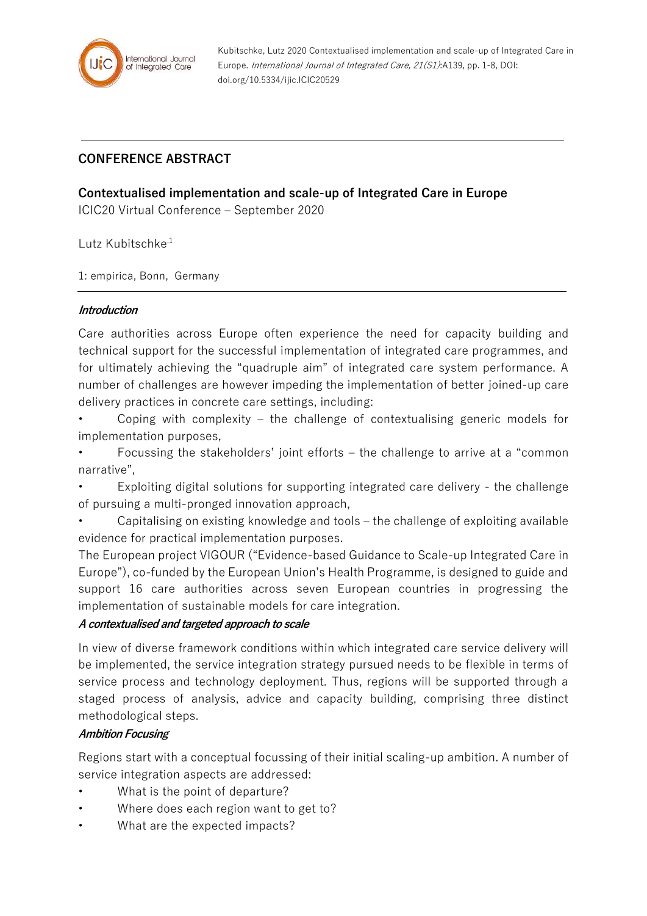Kubitschke, Lutz 2020 Contextualised implementation and scale-up of Integrated Care in Europe. *International Journal of Integrated Care, 21(S1)*:A139, pp. 1-8, DOI: doi.org/10.5334/ijic.ICIC20529

## CONFERENCE ABSTRACT

# Contextualised implementation and scale-up of Integrated Care in Europe

ICIC20 Virtual Conference – September 2020

Lutz Kubitschke[1]

1: empirica, Bonn, Germany

***Introduction***

Care authorities across Europe often experience the need for capacity building and technical support for the successful implementation of integrated care programmes, and for ultimately achieving the "quadruple aim" of integrated care system performance. A number of challenges are however impeding the implementation of better joined-up care delivery practices in concrete care settings, including:

- Coping with complexity – the challenge of contextualising generic models for implementation purposes,
- Focussing the stakeholders' joint efforts – the challenge to arrive at a "common narrative",
- Exploiting digital solutions for supporting integrated care delivery - the challenge of pursuing a multi-pronged innovation approach,
- Capitalising on existing knowledge and tools – the challenge of exploiting available evidence for practical implementation purposes.

The European project VIGOUR ("Evidence-based Guidance to Scale-up Integrated Care in Europe"), co-funded by the European Union's Health Programme, is designed to guide and support 16 care authorities across seven European countries in progressing the implementation of sustainable models for care integration.

***A contextualised and targeted approach to scale***

In view of diverse framework conditions within which integrated care service delivery will be implemented, the service integration strategy pursued needs to be flexible in terms of service process and technology deployment. Thus, regions will be supported through a staged process of analysis, advice and capacity building, comprising three distinct methodological steps.

***Ambition Focusing***

Regions start with a conceptual focussing of their initial scaling-up ambition. A number of service integration aspects are addressed:

- What is the point of departure?
- Where does each region want to get to?
- What are the expected impacts?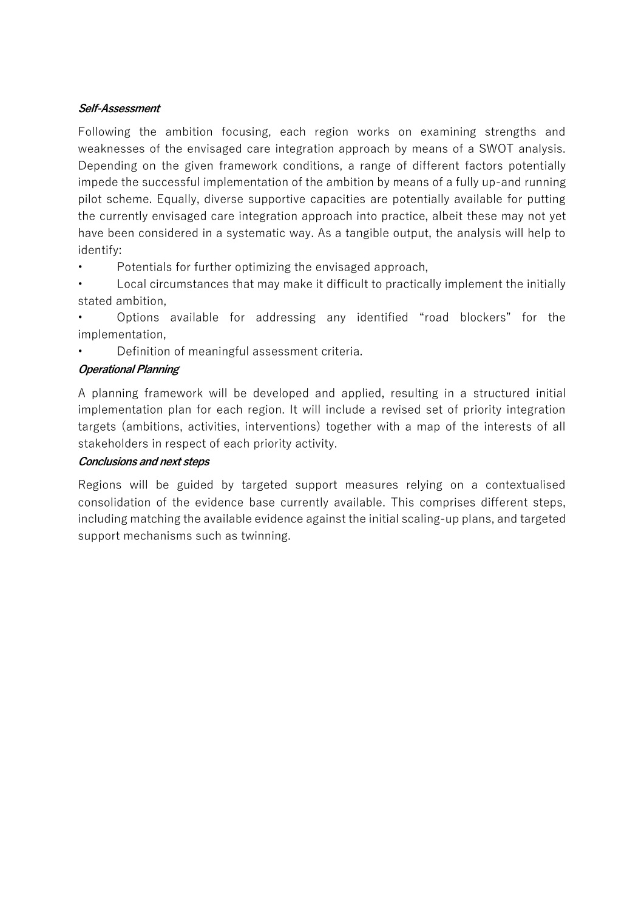***Self-Assessment***

Following the ambition focusing, each region works on examining strengths and weaknesses of the envisaged care integration approach by means of a SWOT analysis. Depending on the given framework conditions, a range of different factors potentially impede the successful implementation of the ambition by means of a fully up-and running pilot scheme. Equally, diverse supportive capacities are potentially available for putting the currently envisaged care integration approach into practice, albeit these may not yet have been considered in a systematic way. As a tangible output, the analysis will help to identify:

- Potentials for further optimizing the envisaged approach,
- Local circumstances that may make it difficult to practically implement the initially stated ambition,
- Options available for addressing any identified "road blockers" for the implementation,
- Definition of meaningful assessment criteria.

***Operational Planning***

A planning framework will be developed and applied, resulting in a structured initial implementation plan for each region. It will include a revised set of priority integration targets (ambitions, activities, interventions) together with a map of the interests of all stakeholders in respect of each priority activity.

***Conclusions and next steps***

Regions will be guided by targeted support measures relying on a contextualised consolidation of the evidence base currently available. This comprises different steps, including matching the available evidence against the initial scaling-up plans, and targeted support mechanisms such as twinning.